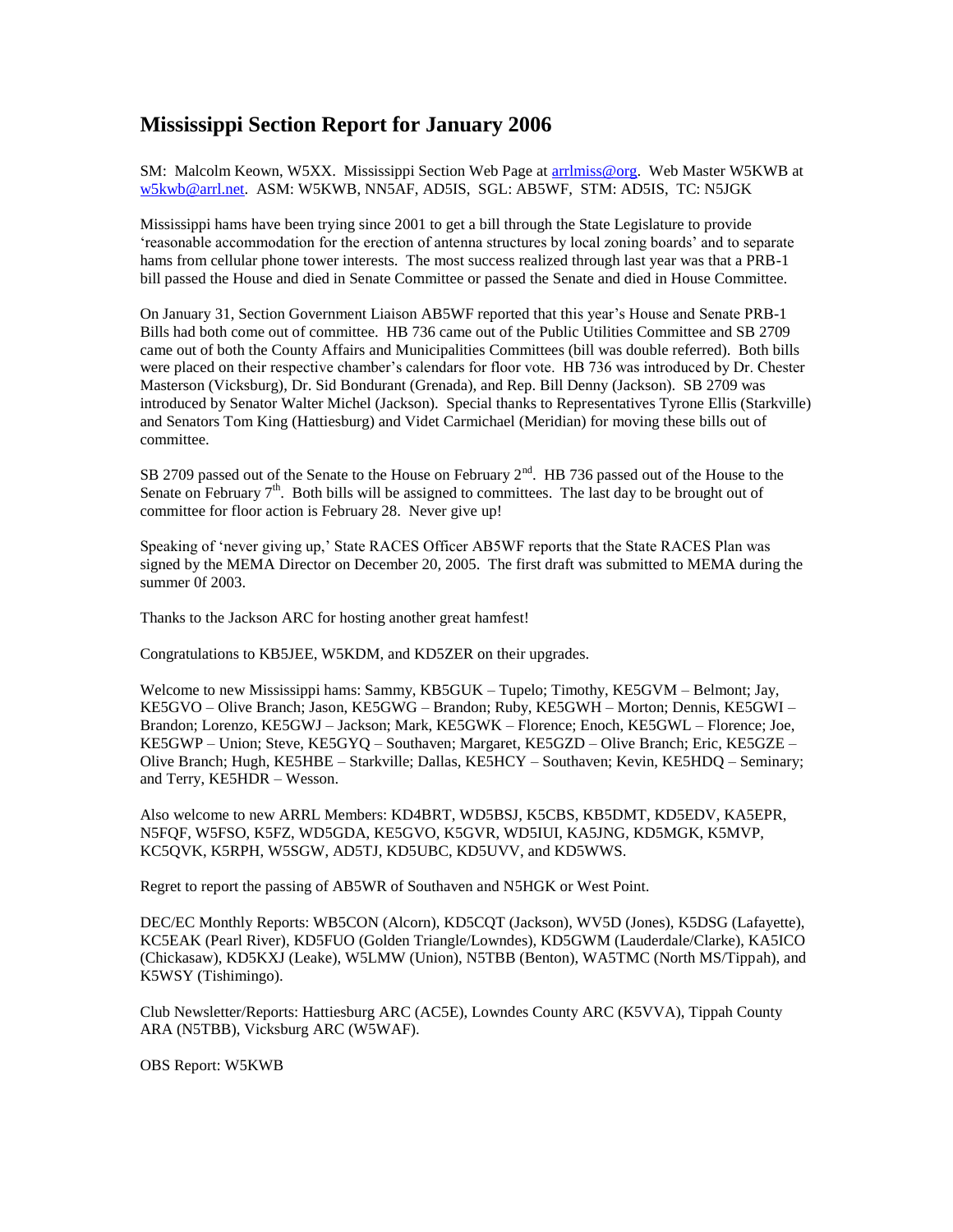# Mississippi Section Report for January 2006

SM: Malcolm Keown, W5XX. Mississippi Section Web Page at arrlmiss@org. Web Master W5KWB at w5kwb@arrl.net. ASM: W5KWB, NN5AF, AD5IS, SGL: AB5WF, STM: AD5IS, TC: N5JGK

Mississippi hams have been trying since 2001 to get a bill through the State Legislature to provide 'reasonable accommodation for the erection of antenna structures by local zoning boards' and to separate hams from cellular phone tower interests. The most success realized through last year was that a PRB-1 bill passed the House and died in Senate Committee or passed the Senate and died in House Committee.

On January 31, Section Government Liaison AB5WF reported that this year's House and Senate PRB-1 Bills had both come out of committee. HB 736 came out of the Public Utilities Committee and SB 2709 came out of both the County Affairs and Municipalities Committees (bill was double referred). Both bills were placed on their respective chamber's calendars for floor vote. HB 736 was introduced by Dr. Chester Masterson (Vicksburg), Dr. Sid Bondurant (Grenada), and Rep. Bill Denny (Jackson). SB 2709 was introduced by Senator Walter Michel (Jackson). Special thanks to Representatives Tyrone Ellis (Starkville) and Senators Tom King (Hattiesburg) and Videt Carmichael (Meridian) for moving these bills out of committee.

SB 2709 passed out of the Senate to the House on February 2nd. HB 736 passed out of the House to the Senate on February 7th. Both bills will be assigned to committees. The last day to be brought out of committee for floor action is February 28. Never give up!

Speaking of 'never giving up,' State RACES Officer AB5WF reports that the State RACES Plan was signed by the MEMA Director on December 20, 2005. The first draft was submitted to MEMA during the summer 0f 2003.

Thanks to the Jackson ARC for hosting another great hamfest!

Congratulations to KB5JEE, W5KDM, and KD5ZER on their upgrades.

Welcome to new Mississippi hams: Sammy, KB5GUK – Tupelo; Timothy, KE5GVM – Belmont; Jay, KE5GVO – Olive Branch; Jason, KE5GWG – Brandon; Ruby, KE5GWH – Morton; Dennis, KE5GWI – Brandon; Lorenzo, KE5GWJ – Jackson; Mark, KE5GWK – Florence; Enoch, KE5GWL – Florence; Joe, KE5GWP – Union; Steve, KE5GYQ – Southaven; Margaret, KE5GZD – Olive Branch; Eric, KE5GZE – Olive Branch; Hugh, KE5HBE – Starkville; Dallas, KE5HCY – Southaven; Kevin, KE5HDQ – Seminary; and Terry, KE5HDR – Wesson.

Also welcome to new ARRL Members: KD4BRT, WD5BSJ, K5CBS, KB5DMT, KD5EDV, KA5EPR, N5FQF, W5FSO, K5FZ, WD5GDA, KE5GVO, K5GVR, WD5IUI, KA5JNG, KD5MGK, K5MVP, KC5QVK, K5RPH, W5SGW, AD5TJ, KD5UBC, KD5UVV, and KD5WWS.

Regret to report the passing of AB5WR of Southaven and N5HGK or West Point.

DEC/EC Monthly Reports: WB5CON (Alcorn), KD5CQT (Jackson), WV5D (Jones), K5DSG (Lafayette), KC5EAK (Pearl River), KD5FUO (Golden Triangle/Lowndes), KD5GWM (Lauderdale/Clarke), KA5ICO (Chickasaw), KD5KXJ (Leake), W5LMW (Union), N5TBB (Benton), WA5TMC (North MS/Tippah), and K5WSY (Tishimingo).

Club Newsletter/Reports: Hattiesburg ARC (AC5E), Lowndes County ARC (K5VVA), Tippah County ARA (N5TBB), Vicksburg ARC (W5WAF).

OBS Report: W5KWB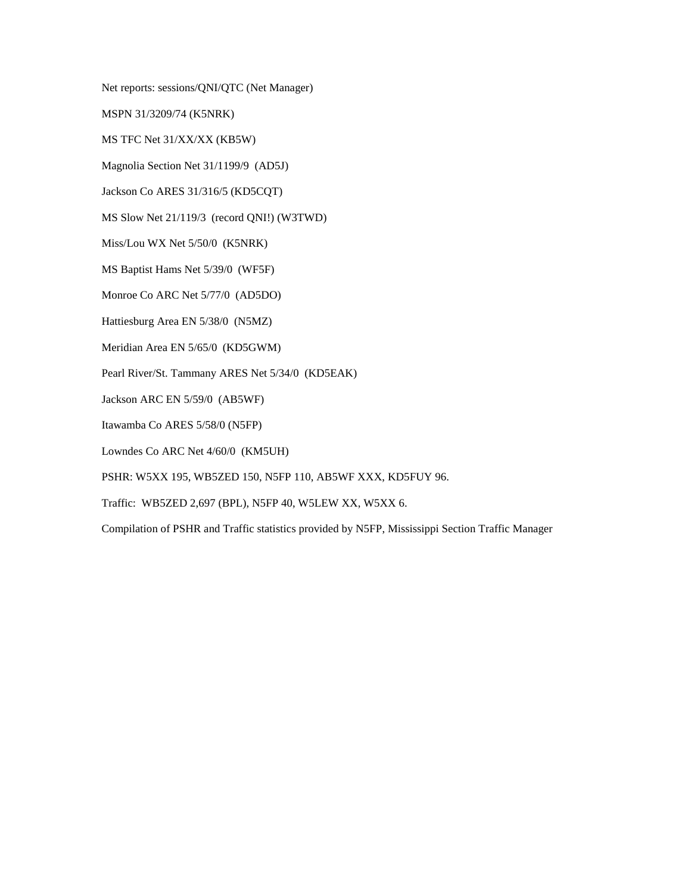Net reports: sessions/QNI/QTC (Net Manager)

MSPN 31/3209/74 (K5NRK)

MS TFC Net 31/XX/XX (KB5W)

Magnolia Section Net 31/1199/9 (AD5J)

Jackson Co ARES 31/316/5 (KD5CQT)

MS Slow Net 21/119/3 (record QNI!) (W3TWD)

Miss/Lou WX Net 5/50/0 (K5NRK)

MS Baptist Hams Net 5/39/0 (WF5F)

Monroe Co ARC Net 5/77/0 (AD5DO)

Hattiesburg Area EN 5/38/0 (N5MZ)

Meridian Area EN 5/65/0 (KD5GWM)

Pearl River/St. Tammany ARES Net 5/34/0 (KD5EAK)

Jackson ARC EN 5/59/0 (AB5WF)

Itawamba Co ARES 5/58/0 (N5FP)

Lowndes Co ARC Net 4/60/0 (KM5UH)

PSHR: W5XX 195, WB5ZED 150, N5FP 110, AB5WF XXX, KD5FUY 96.

Traffic: WB5ZED 2,697 (BPL), N5FP 40, W5LEW XX, W5XX 6.

Compilation of PSHR and Traffic statistics provided by N5FP, Mississippi Section Traffic Manager